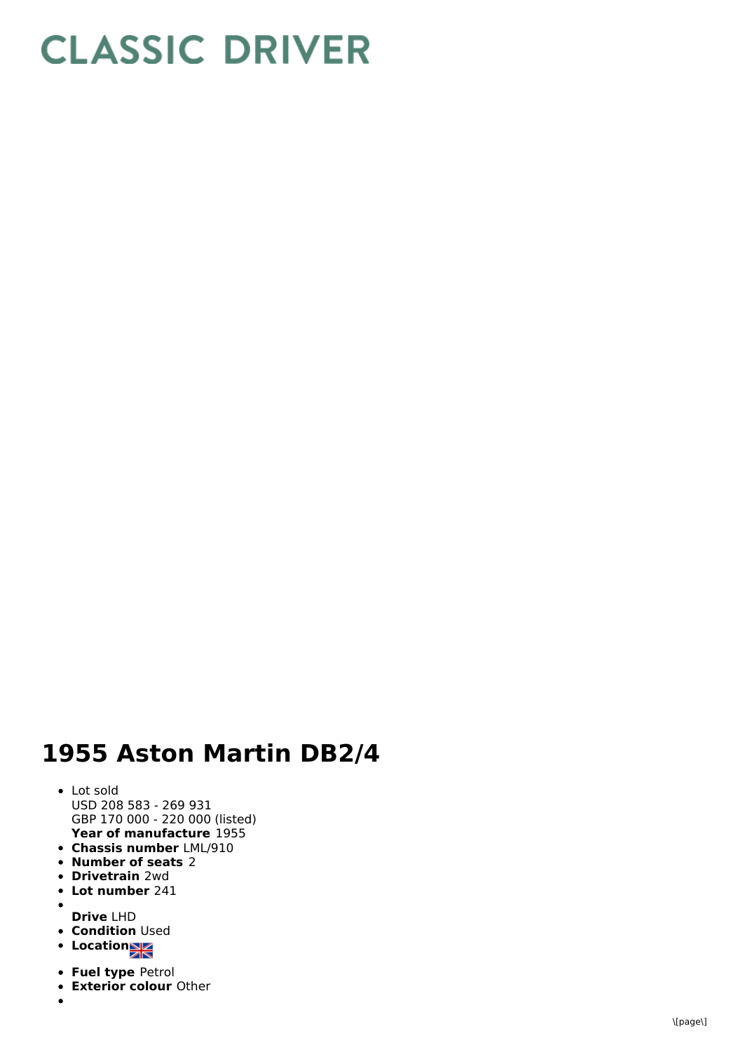# CLASSIC DRIVER

# 1955 Aston Martin DB2/4

- Lot sold
  USD 208 583 - 269 931
  GBP 170 000 - 220 000 (listed)
  **Year of manufacture** 1955
- **Chassis number** LML/910
- **Number of seats** 2
- **Drivetrain** 2wd
- **Lot number** 241
- 
  **Drive** LHD
- **Condition** Used
- **Location**
- **Fuel type** Petrol
- **Exterior colour** Other
-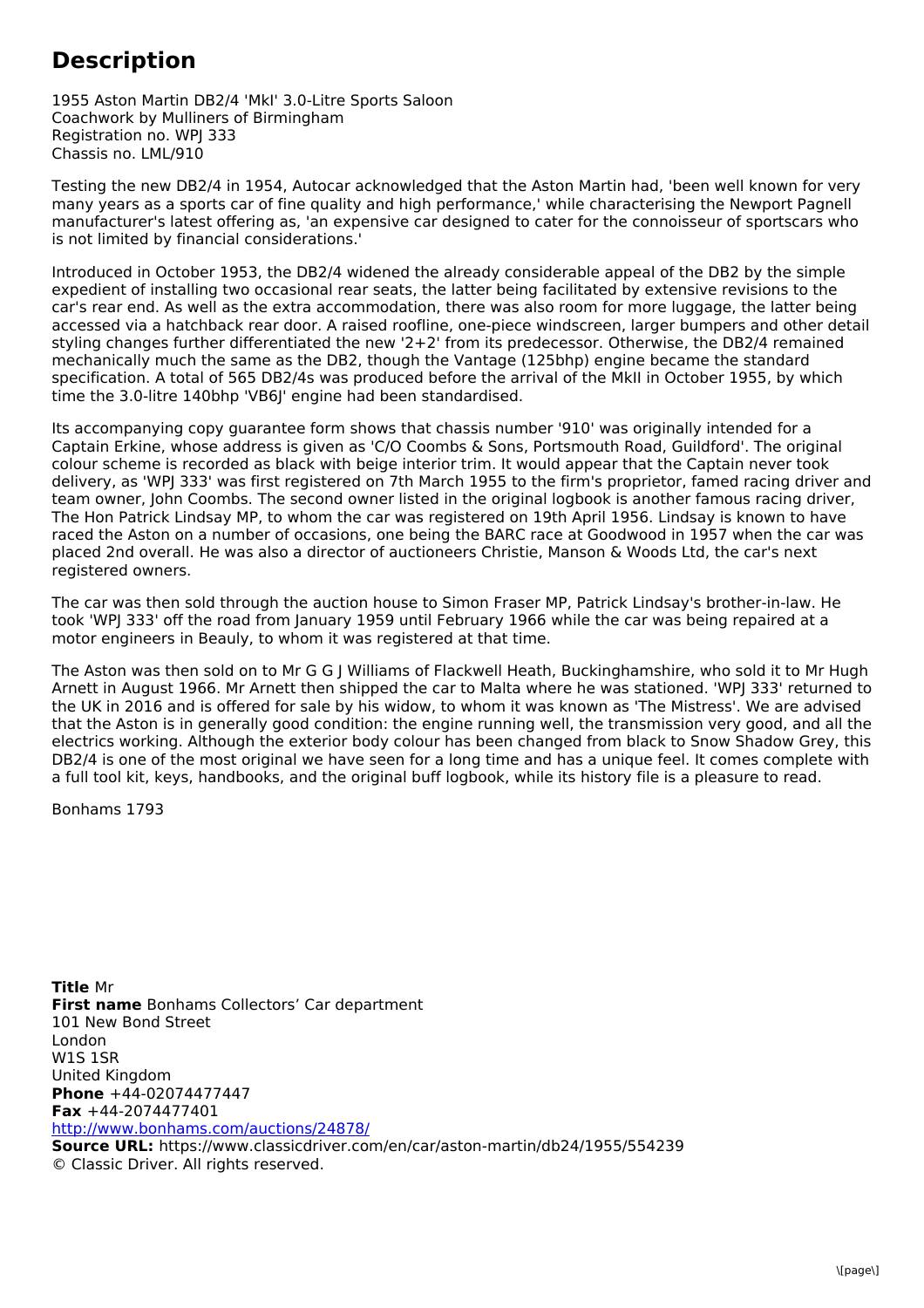# Description

1955 Aston Martin DB2/4 'MkI' 3.0-Litre Sports Saloon
Coachwork by Mulliners of Birmingham
Registration no. WPJ 333
Chassis no. LML/910

Testing the new DB2/4 in 1954, Autocar acknowledged that the Aston Martin had, 'been well known for very many years as a sports car of fine quality and high performance,' while characterising the Newport Pagnell manufacturer's latest offering as, 'an expensive car designed to cater for the connoisseur of sportscars who is not limited by financial considerations.'

Introduced in October 1953, the DB2/4 widened the already considerable appeal of the DB2 by the simple expedient of installing two occasional rear seats, the latter being facilitated by extensive revisions to the car's rear end. As well as the extra accommodation, there was also room for more luggage, the latter being accessed via a hatchback rear door. A raised roofline, one-piece windscreen, larger bumpers and other detail styling changes further differentiated the new '2+2' from its predecessor. Otherwise, the DB2/4 remained mechanically much the same as the DB2, though the Vantage (125bhp) engine became the standard specification. A total of 565 DB2/4s was produced before the arrival of the MkII in October 1955, by which time the 3.0-litre 140bhp 'VB6J' engine had been standardised.

Its accompanying copy guarantee form shows that chassis number '910' was originally intended for a Captain Erkine, whose address is given as 'C/O Coombs & Sons, Portsmouth Road, Guildford'. The original colour scheme is recorded as black with beige interior trim. It would appear that the Captain never took delivery, as 'WPJ 333' was first registered on 7th March 1955 to the firm's proprietor, famed racing driver and team owner, John Coombs. The second owner listed in the original logbook is another famous racing driver, The Hon Patrick Lindsay MP, to whom the car was registered on 19th April 1956. Lindsay is known to have raced the Aston on a number of occasions, one being the BARC race at Goodwood in 1957 when the car was placed 2nd overall. He was also a director of auctioneers Christie, Manson & Woods Ltd, the car's next registered owners.

The car was then sold through the auction house to Simon Fraser MP, Patrick Lindsay's brother-in-law. He took 'WPJ 333' off the road from January 1959 until February 1966 while the car was being repaired at a motor engineers in Beauly, to whom it was registered at that time.

The Aston was then sold on to Mr G G J Williams of Flackwell Heath, Buckinghamshire, who sold it to Mr Hugh Arnett in August 1966. Mr Arnett then shipped the car to Malta where he was stationed. 'WPJ 333' returned to the UK in 2016 and is offered for sale by his widow, to whom it was known as 'The Mistress'. We are advised that the Aston is in generally good condition: the engine running well, the transmission very good, and all the electrics working. Although the exterior body colour has been changed from black to Snow Shadow Grey, this DB2/4 is one of the most original we have seen for a long time and has a unique feel. It comes complete with a full tool kit, keys, handbooks, and the original buff logbook, while its history file is a pleasure to read.

Bonhams 1793

**Title** Mr
**First name** Bonhams Collectors' Car department
101 New Bond Street
London
W1S 1SR
United Kingdom
**Phone** +44-02074477447
**Fax** +44-2074477401
http://www.bonhams.com/auctions/24878/
**Source URL:** https://www.classicdriver.com/en/car/aston-martin/db24/1955/554239
© Classic Driver. All rights reserved.